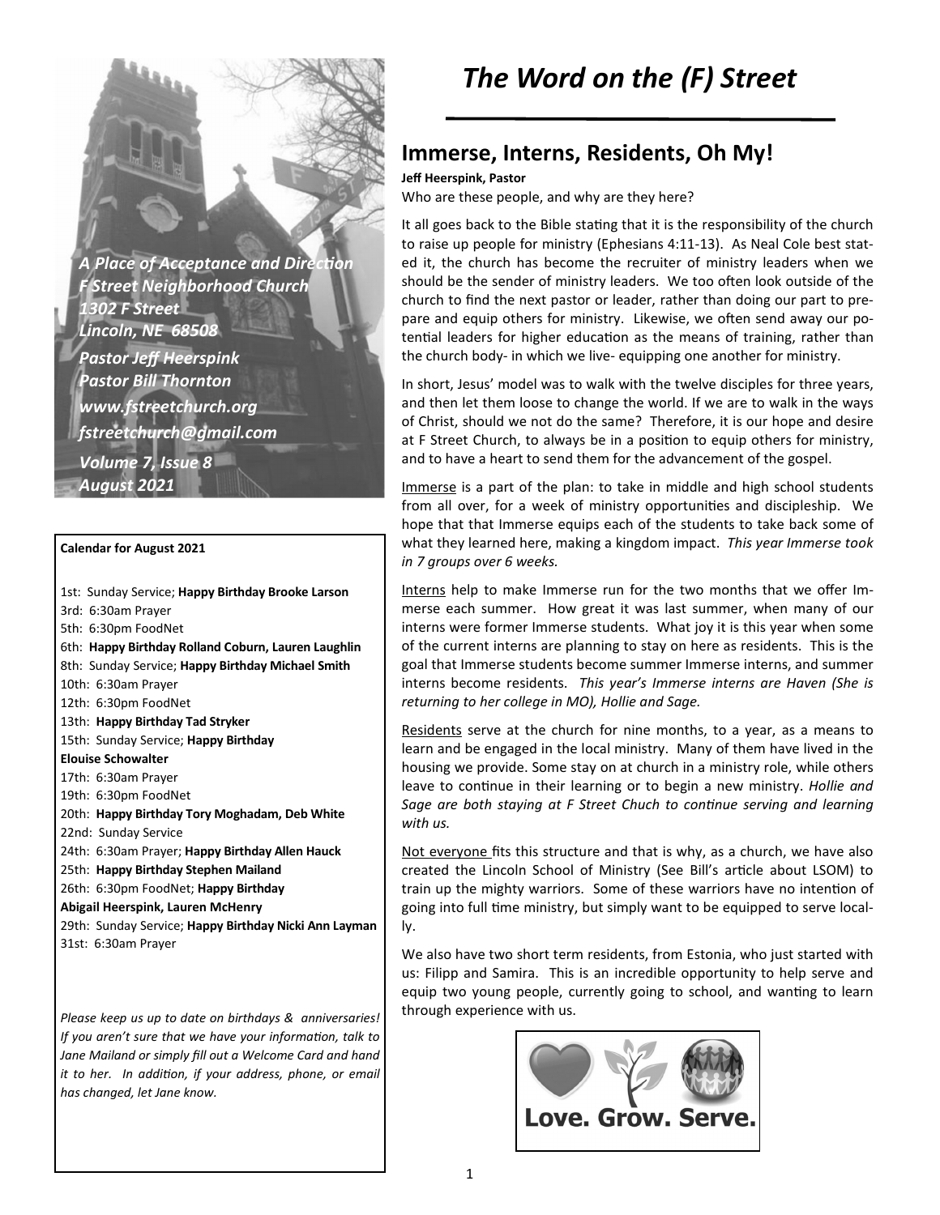*A Place of Acceptance and Direction*
*F Street Neighborhood Church*
*1302 F Street*
*Lincoln, NE 68508*
*Pastor Jeff Heerspink*
*Pastor Bill Thornton*
*www.fstreetchurch.org*
*fstreetchurch@gmail.com*
*Volume 7, Issue 8*
*August 2021*

**Calendar for August 2021**

1st: Sunday Service; **Happy Birthday Brooke Larson**
3rd: 6:30am Prayer
5th: 6:30pm FoodNet
6th: **Happy Birthday Rolland Coburn, Lauren Laughlin**
8th: Sunday Service; **Happy Birthday Michael Smith**
10th: 6:30am Prayer
12th: 6:30pm FoodNet
13th: **Happy Birthday Tad Stryker**
15th: Sunday Service; **Happy Birthday Elouise Schowalter**
17th: 6:30am Prayer
19th: 6:30pm FoodNet
20th: **Happy Birthday Tory Moghadam, Deb White**
22nd: Sunday Service
24th: 6:30am Prayer; **Happy Birthday Allen Hauck**
25th: **Happy Birthday Stephen Mailand**
26th: 6:30pm FoodNet; **Happy Birthday Abigail Heerspink, Lauren McHenry**
29th: Sunday Service; **Happy Birthday Nicki Ann Layman**
31st: 6:30am Prayer

*Please keep us up to date on birthdays & anniversaries! If you aren't sure that we have your information, talk to Jane Mailand or simply fill out a Welcome Card and hand it to her. In addition, if your address, phone, or email has changed, let Jane know.*

# *The Word on the (F) Street*

## Immerse, Interns, Residents, Oh My!

**Jeff Heerspink, Pastor**

Who are these people, and why are they here?

It all goes back to the Bible stating that it is the responsibility of the church to raise up people for ministry (Ephesians 4:11-13). As Neal Cole best stated it, the church has become the recruiter of ministry leaders when we should be the sender of ministry leaders. We too often look outside of the church to find the next pastor or leader, rather than doing our part to prepare and equip others for ministry. Likewise, we often send away our potential leaders for higher education as the means of training, rather than the church body- in which we live- equipping one another for ministry.

In short, Jesus' model was to walk with the twelve disciples for three years, and then let them loose to change the world. If we are to walk in the ways of Christ, should we not do the same? Therefore, it is our hope and desire at F Street Church, to always be in a position to equip others for ministry, and to have a heart to send them for the advancement of the gospel.

Immerse is a part of the plan: to take in middle and high school students from all over, for a week of ministry opportunities and discipleship. We hope that that Immerse equips each of the students to take back some of what they learned here, making a kingdom impact. *This year Immerse took in 7 groups over 6 weeks.*

Interns help to make Immerse run for the two months that we offer Immerse each summer. How great it was last summer, when many of our interns were former Immerse students. What joy it is this year when some of the current interns are planning to stay on here as residents. This is the goal that Immerse students become summer Immerse interns, and summer interns become residents. *This year's Immerse interns are Haven (She is returning to her college in MO), Hollie and Sage.*

Residents serve at the church for nine months, to a year, as a means to learn and be engaged in the local ministry. Many of them have lived in the housing we provide. Some stay on at church in a ministry role, while others leave to continue in their learning or to begin a new ministry. *Hollie and Sage are both staying at F Street Chuch to continue serving and learning with us.*

Not everyone fits this structure and that is why, as a church, we have also created the Lincoln School of Ministry (See Bill's article about LSOM) to train up the mighty warriors. Some of these warriors have no intention of going into full time ministry, but simply want to be equipped to serve locally.

We also have two short term residents, from Estonia, who just started with us: Filipp and Samira. This is an incredible opportunity to help serve and equip two young people, currently going to school, and wanting to learn through experience with us.

Love. Grow. Serve.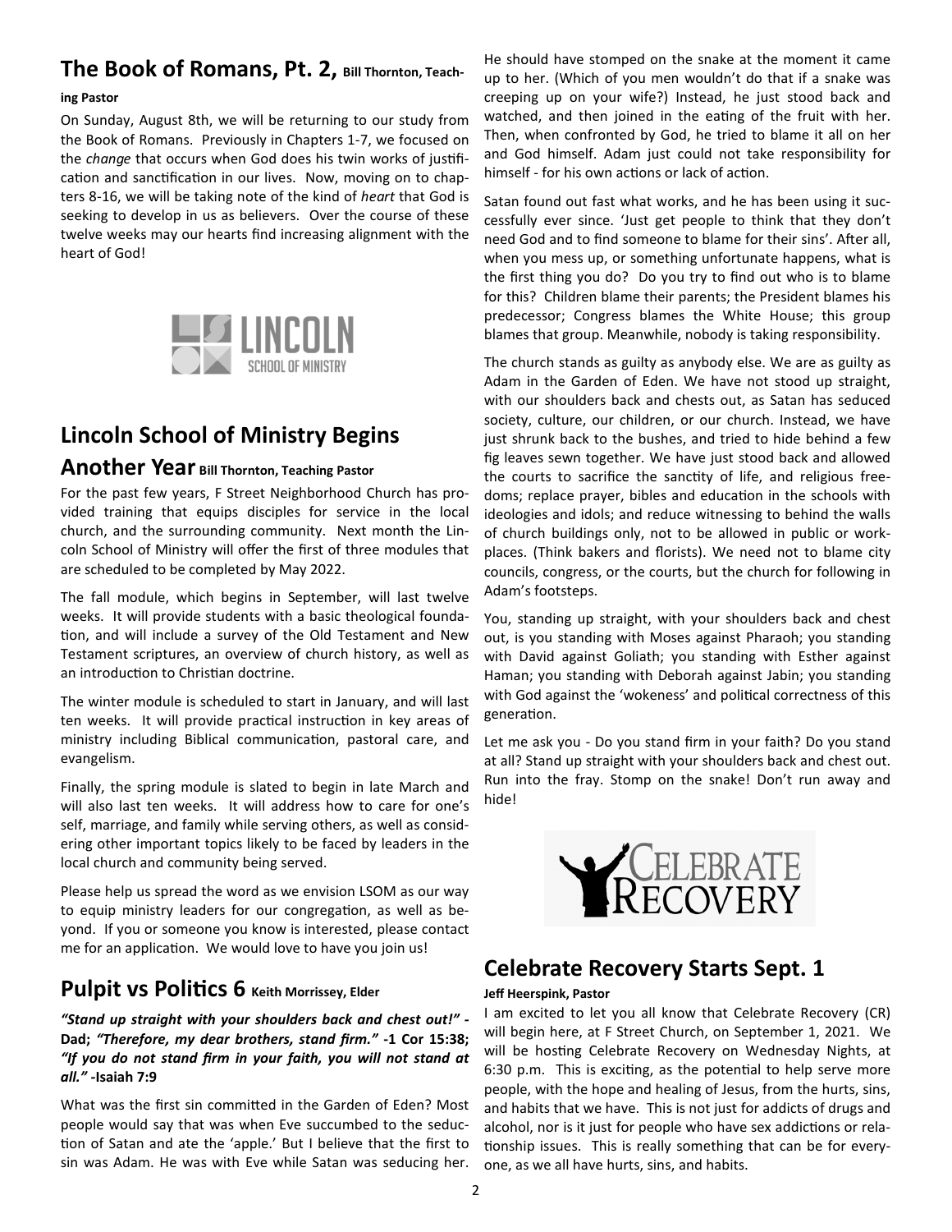## The Book of Romans, Pt. 2, Bill Thornton, Teaching Pastor

On Sunday, August 8th, we will be returning to our study from the Book of Romans. Previously in Chapters 1-7, we focused on the *change* that occurs when God does his twin works of justification and sanctification in our lives. Now, moving on to chapters 8-16, we will be taking note of the kind of *heart* that God is seeking to develop in us as believers. Over the course of these twelve weeks may our hearts find increasing alignment with the heart of God!

## Lincoln School of Ministry Begins Another Year Bill Thornton, Teaching Pastor

For the past few years, F Street Neighborhood Church has provided training that equips disciples for service in the local church, and the surrounding community. Next month the Lincoln School of Ministry will offer the first of three modules that are scheduled to be completed by May 2022.

The fall module, which begins in September, will last twelve weeks. It will provide students with a basic theological foundation, and will include a survey of the Old Testament and New Testament scriptures, an overview of church history, as well as an introduction to Christian doctrine.

The winter module is scheduled to start in January, and will last ten weeks. It will provide practical instruction in key areas of ministry including Biblical communication, pastoral care, and evangelism.

Finally, the spring module is slated to begin in late March and will also last ten weeks. It will address how to care for one's self, marriage, and family while serving others, as well as considering other important topics likely to be faced by leaders in the local church and community being served.

Please help us spread the word as we envision LSOM as our way to equip ministry leaders for our congregation, as well as beyond. If you or someone you know is interested, please contact me for an application. We would love to have you join us!

## Pulpit vs Politics 6 Keith Morrissey, Elder

***"Stand up straight with your shoulders back and chest out!"* - Dad; *"Therefore, my dear brothers, stand firm."* -1 Cor 15:38; *"If you do not stand firm in your faith, you will not stand at all."* -Isaiah 7:9**

What was the first sin committed in the Garden of Eden? Most people would say that was when Eve succumbed to the seduction of Satan and ate the 'apple.' But I believe that the first to sin was Adam. He was with Eve while Satan was seducing her. He should have stomped on the snake at the moment it came up to her. (Which of you men wouldn't do that if a snake was creeping up on your wife?) Instead, he just stood back and watched, and then joined in the eating of the fruit with her. Then, when confronted by God, he tried to blame it all on her and God himself. Adam just could not take responsibility for himself - for his own actions or lack of action.

Satan found out fast what works, and he has been using it successfully ever since. 'Just get people to think that they don't need God and to find someone to blame for their sins'. After all, when you mess up, or something unfortunate happens, what is the first thing you do? Do you try to find out who is to blame for this? Children blame their parents; the President blames his predecessor; Congress blames the White House; this group blames that group. Meanwhile, nobody is taking responsibility.

The church stands as guilty as anybody else. We are as guilty as Adam in the Garden of Eden. We have not stood up straight, with our shoulders back and chests out, as Satan has seduced society, culture, our children, or our church. Instead, we have just shrunk back to the bushes, and tried to hide behind a few fig leaves sewn together. We have just stood back and allowed the courts to sacrifice the sanctity of life, and religious freedoms; replace prayer, bibles and education in the schools with ideologies and idols; and reduce witnessing to behind the walls of church buildings only, not to be allowed in public or workplaces. (Think bakers and florists). We need not to blame city councils, congress, or the courts, but the church for following in Adam's footsteps.

You, standing up straight, with your shoulders back and chest out, is you standing with Moses against Pharaoh; you standing with David against Goliath; you standing with Esther against Haman; you standing with Deborah against Jabin; you standing with God against the 'wokeness' and political correctness of this generation.

Let me ask you - Do you stand firm in your faith? Do you stand at all? Stand up straight with your shoulders back and chest out. Run into the fray. Stomp on the snake! Don't run away and hide!

## Celebrate Recovery Starts Sept. 1

**Jeff Heerspink, Pastor**

I am excited to let you all know that Celebrate Recovery (CR) will begin here, at F Street Church, on September 1, 2021. We will be hosting Celebrate Recovery on Wednesday Nights, at 6:30 p.m. This is exciting, as the potential to help serve more people, with the hope and healing of Jesus, from the hurts, sins, and habits that we have. This is not just for addicts of drugs and alcohol, nor is it just for people who have sex addictions or relationship issues. This is really something that can be for everyone, as we all have hurts, sins, and habits.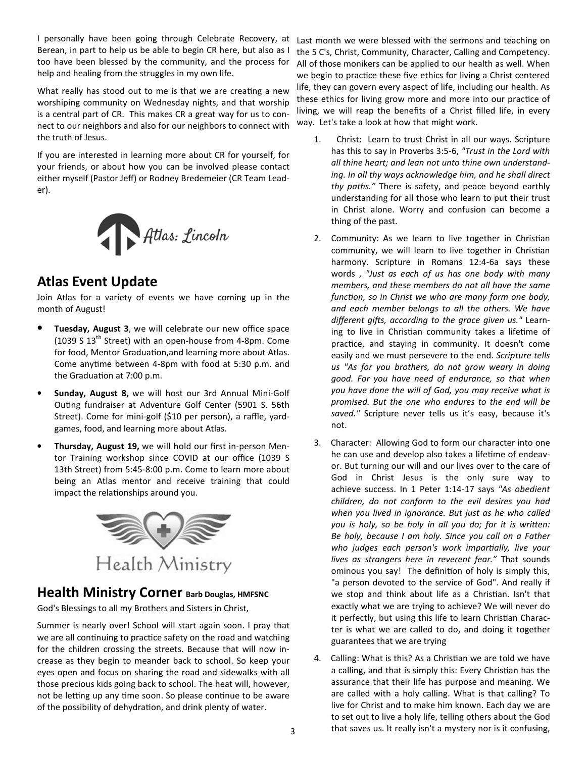I personally have been going through Celebrate Recovery, at Berean, in part to help us be able to begin CR here, but also as I too have been blessed by the community, and the process for help and healing from the struggles in my own life.

What really has stood out to me is that we are creating a new worshiping community on Wednesday nights, and that worship is a central part of CR. This makes CR a great way for us to connect to our neighbors and also for our neighbors to connect with the truth of Jesus.

If you are interested in learning more about CR for yourself, for your friends, or about how you can be involved please contact either myself (Pastor Jeff) or Rodney Bredemeier (CR Team Leader).

Atlas: Lincoln

## Atlas Event Update

Join Atlas for a variety of events we have coming up in the month of August!

- **Tuesday, August 3**, we will celebrate our new office space (1039 S 13th Street) with an open-house from 4-8pm. Come for food, Mentor Graduation,and learning more about Atlas. Come anytime between 4-8pm with food at 5:30 p.m. and the Graduation at 7:00 p.m.
- **Sunday, August 8,** we will host our 3rd Annual Mini-Golf Outing fundraiser at Adventure Golf Center (5901 S. 56th Street). Come for mini-golf ($10 per person), a raffle, yard-games, food, and learning more about Atlas.
- **Thursday, August 19,** we will hold our first in-person Mentor Training workshop since COVID at our office (1039 S 13th Street) from 5:45-8:00 p.m. Come to learn more about being an Atlas mentor and receive training that could impact the relationships around you.

Health Ministry

## Health Ministry Corner **Barb Douglas, HMFSNC**

God's Blessings to all my Brothers and Sisters in Christ,

Summer is nearly over! School will start again soon. I pray that we are all continuing to practice safety on the road and watching for the children crossing the streets. Because that will now increase as they begin to meander back to school. So keep your eyes open and focus on sharing the road and sidewalks with all those precious kids going back to school. The heat will, however, not be letting up any time soon. So please continue to be aware of the possibility of dehydration, and drink plenty of water.

Last month we were blessed with the sermons and teaching on the 5 C's, Christ, Community, Character, Calling and Competency. All of those monikers can be applied to our health as well. When we begin to practice these five ethics for living a Christ centered life, they can govern every aspect of life, including our health. As these ethics for living grow more and more into our practice of living, we will reap the benefits of a Christ filled life, in every way. Let's take a look at how that might work.

1. Christ: Learn to trust Christ in all our ways. Scripture has this to say in Proverbs 3:5-6, *"Trust in the Lord with all thine heart; and lean not unto thine own understanding. In all thy ways acknowledge him, and he shall direct thy paths."* There is safety, and peace beyond earthly understanding for all those who learn to put their trust in Christ alone. Worry and confusion can become a thing of the past.
2. Community: As we learn to live together in Christian community, we will learn to live together in Christian harmony. Scripture in Romans 12:4-6a says these words , *"Just as each of us has one body with many members, and these members do not all have the same function, so in Christ we who are many form one body, and each member belongs to all the others. We have different gifts, according to the grace given us."* Learning to live in Christian community takes a lifetime of practice, and staying in community. It doesn't come easily and we must persevere to the end. *Scripture tells us "As for you brothers, do not grow weary in doing good. For you have need of endurance, so that when you have done the will of God, you may receive what is promised. But the one who endures to the end will be saved."* Scripture never tells us it's easy, because it's not.
3. Character: Allowing God to form our character into one he can use and develop also takes a lifetime of endeavor. But turning our will and our lives over to the care of God in Christ Jesus is the only sure way to achieve success. In 1 Peter 1:14-17 says *"As obedient children, do not conform to the evil desires you had when you lived in ignorance. But just as he who called you is holy, so be holy in all you do; for it is written: Be holy, because I am holy. Since you call on a Father who judges each person's work impartially, live your lives as strangers here in reverent fear."* That sounds ominous you say! The definition of holy is simply this, "a person devoted to the service of God". And really if we stop and think about life as a Christian. Isn't that exactly what we are trying to achieve? We will never do it perfectly, but using this life to learn Christian Character is what we are called to do, and doing it together guarantees that we are trying
4. Calling: What is this? As a Christian we are told we have a calling, and that is simply this: Every Christian has the assurance that their life has purpose and meaning. We are called with a holy calling. What is that calling? To live for Christ and to make him known. Each day we are to set out to live a holy life, telling others about the God that saves us. It really isn't a mystery nor is it confusing,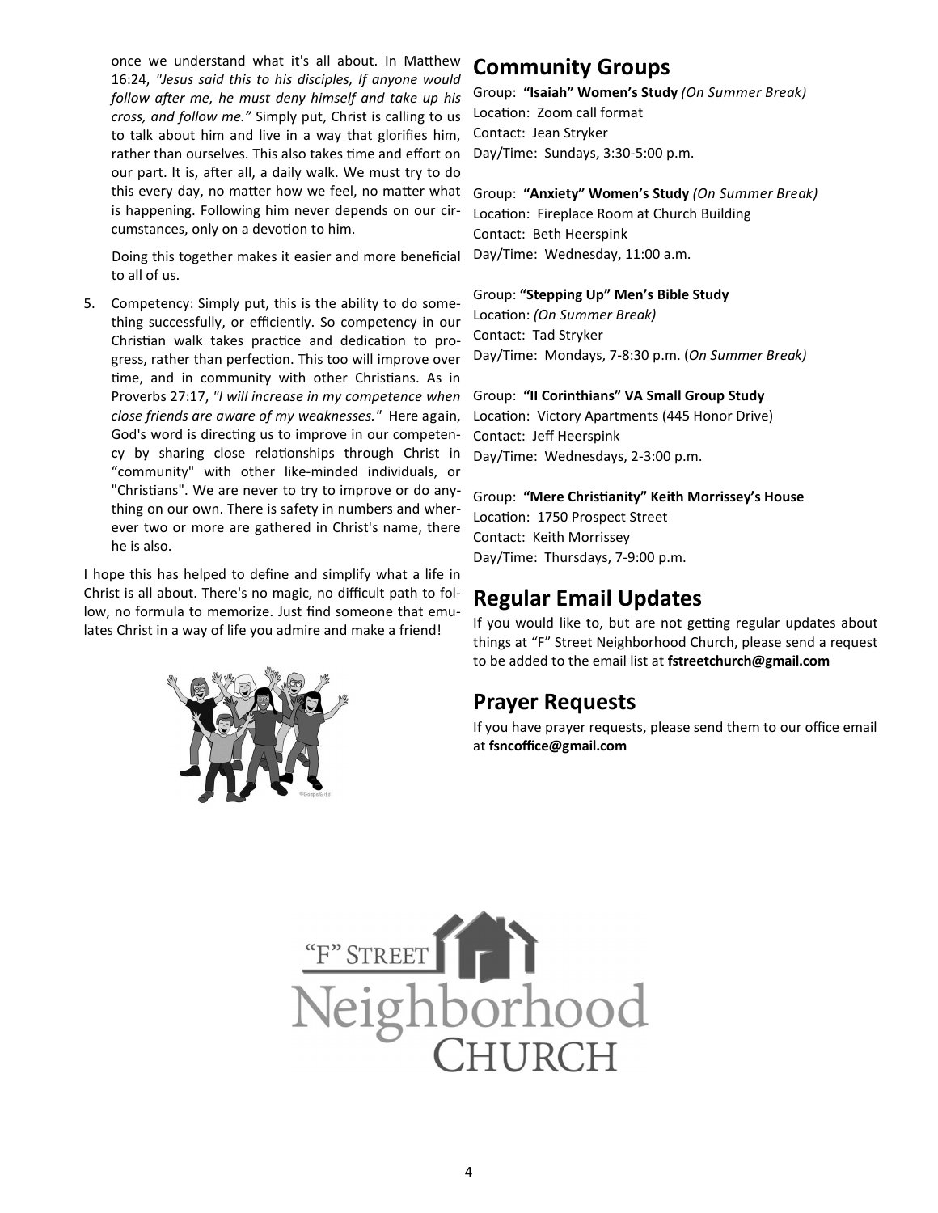once we understand what it's all about. In Matthew 16:24, *"Jesus said this to his disciples, If anyone would follow after me, he must deny himself and take up his cross, and follow me."* Simply put, Christ is calling to us to talk about him and live in a way that glorifies him, rather than ourselves. This also takes time and effort on our part. It is, after all, a daily walk. We must try to do this every day, no matter how we feel, no matter what is happening. Following him never depends on our circumstances, only on a devotion to him.

Doing this together makes it easier and more beneficial to all of us.

5. Competency: Simply put, this is the ability to do something successfully, or efficiently. So competency in our Christian walk takes practice and dedication to progress, rather than perfection. This too will improve over time, and in community with other Christians. As in Proverbs 27:17, *"I will increase in my competence when close friends are aware of my weaknesses."* Here again, God's word is directing us to improve in our competency by sharing close relationships through Christ in "community" with other like-minded individuals, or "Christians". We are never to try to improve or do anything on our own. There is safety in numbers and wherever two or more are gathered in Christ's name, there he is also.

I hope this has helped to define and simplify what a life in Christ is all about. There's no magic, no difficult path to follow, no formula to memorize. Just find someone that emulates Christ in a way of life you admire and make a friend!

## Community Groups

Group: **"Isaiah" Women's Study** *(On Summer Break)*
Location: Zoom call format
Contact: Jean Stryker
Day/Time: Sundays, 3:30-5:00 p.m.

Group: **"Anxiety" Women's Study** *(On Summer Break)*
Location: Fireplace Room at Church Building
Contact: Beth Heerspink
Day/Time: Wednesday, 11:00 a.m.

Group: **"Stepping Up" Men's Bible Study**
Location: *(On Summer Break)*
Contact: Tad Stryker
Day/Time: Mondays, 7-8:30 p.m. (*On Summer Break)*

Group: **"II Corinthians" VA Small Group Study**
Location: Victory Apartments (445 Honor Drive)
Contact: Jeff Heerspink
Day/Time: Wednesdays, 2-3:00 p.m.

Group: **"Mere Christianity" Keith Morrissey's House**
Location: 1750 Prospect Street
Contact: Keith Morrissey
Day/Time: Thursdays, 7-9:00 p.m.

## Regular Email Updates

If you would like to, but are not getting regular updates about things at "F" Street Neighborhood Church, please send a request to be added to the email list at **fstreetchurch@gmail.com**

## Prayer Requests

If you have prayer requests, please send them to our office email at **fsncoffice@gmail.com**

"F" STREET Neighborhood CHURCH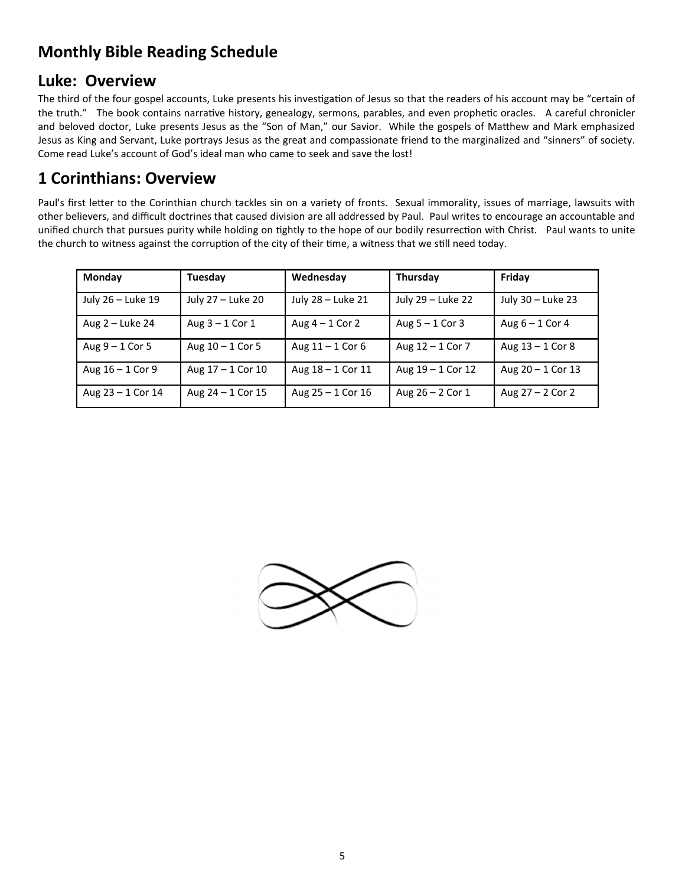# Monthly Bible Reading Schedule

## Luke: Overview

The third of the four gospel accounts, Luke presents his investigation of Jesus so that the readers of his account may be "certain of the truth." The book contains narrative history, genealogy, sermons, parables, and even prophetic oracles. A careful chronicler and beloved doctor, Luke presents Jesus as the "Son of Man," our Savior. While the gospels of Matthew and Mark emphasized Jesus as King and Servant, Luke portrays Jesus as the great and compassionate friend to the marginalized and "sinners" of society. Come read Luke's account of God's ideal man who came to seek and save the lost!

## 1 Corinthians: Overview

Paul's first letter to the Corinthian church tackles sin on a variety of fronts. Sexual immorality, issues of marriage, lawsuits with other believers, and difficult doctrines that caused division are all addressed by Paul. Paul writes to encourage an accountable and unified church that pursues purity while holding on tightly to the hope of our bodily resurrection with Christ. Paul wants to unite the church to witness against the corruption of the city of their time, a witness that we still need today.

| Monday | Tuesday | Wednesday | Thursday | Friday |
|---|---|---|---|---|
| July 26 – Luke 19 | July 27 – Luke 20 | July 28 – Luke 21 | July 29 – Luke 22 | July 30 – Luke 23 |
| Aug 2 – Luke 24 | Aug 3 – 1 Cor 1 | Aug 4 – 1 Cor 2 | Aug 5 – 1 Cor 3 | Aug 6 – 1 Cor 4 |
| Aug 9 – 1 Cor 5 | Aug 10 – 1 Cor 5 | Aug 11 – 1 Cor 6 | Aug 12 – 1 Cor 7 | Aug 13 – 1 Cor 8 |
| Aug 16 – 1 Cor 9 | Aug 17 – 1 Cor 10 | Aug 18 – 1 Cor 11 | Aug 19 – 1 Cor 12 | Aug 20 – 1 Cor 13 |
| Aug 23 – 1 Cor 14 | Aug 24 – 1 Cor 15 | Aug 25 – 1 Cor 16 | Aug 26 – 2 Cor 1 | Aug 27 – 2 Cor 2 |